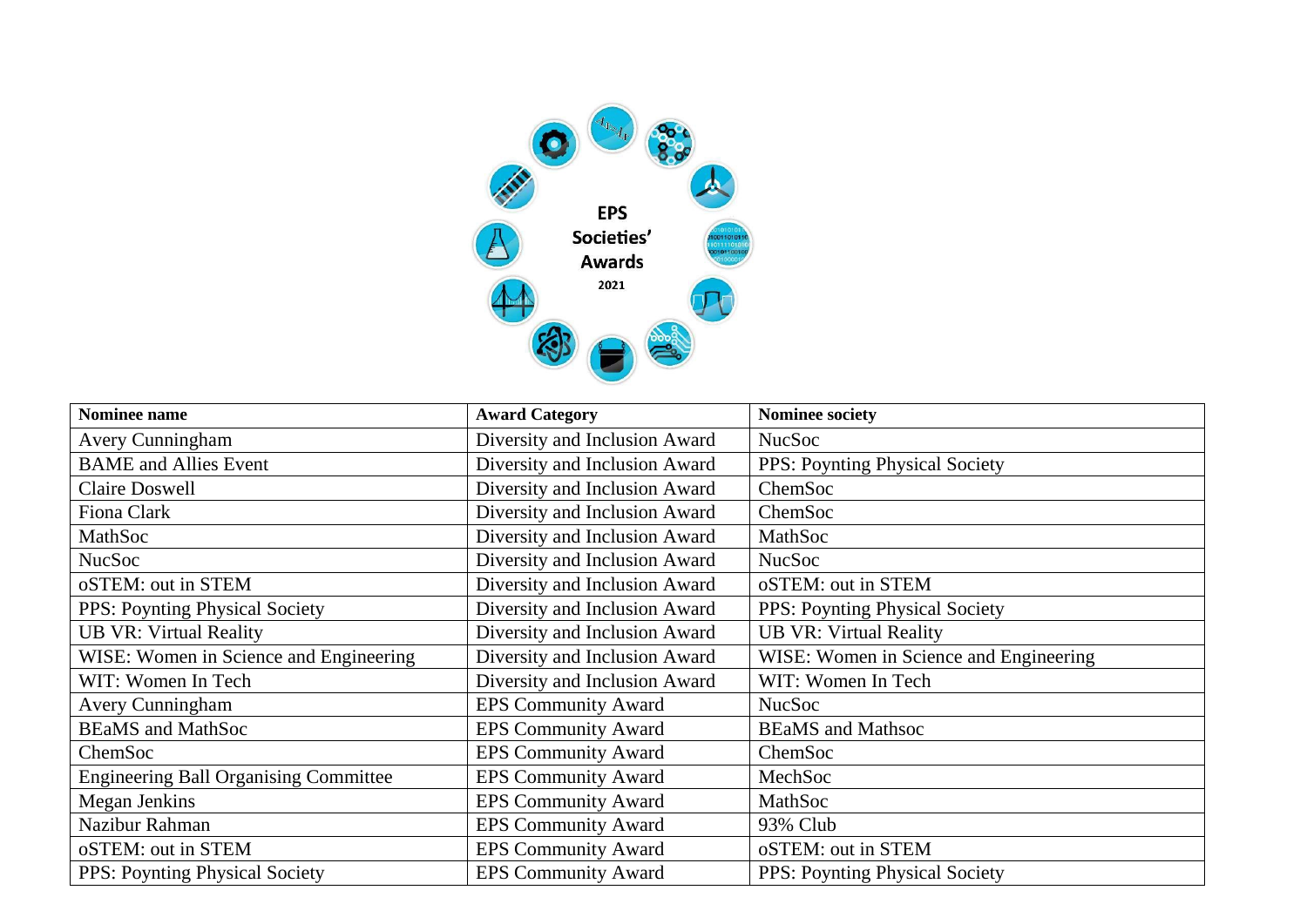EPS Societies' Awards 2021

| Nominee name | Award Category | Nominee society |
|---|---|---|
| Avery Cunningham | Diversity and Inclusion Award | NucSoc |
| BAME and Allies Event | Diversity and Inclusion Award | PPS: Poynting Physical Society |
| Claire Doswell | Diversity and Inclusion Award | ChemSoc |
| Fiona Clark | Diversity and Inclusion Award | ChemSoc |
| MathSoc | Diversity and Inclusion Award | MathSoc |
| NucSoc | Diversity and Inclusion Award | NucSoc |
| oSTEM: out in STEM | Diversity and Inclusion Award | oSTEM: out in STEM |
| PPS: Poynting Physical Society | Diversity and Inclusion Award | PPS: Poynting Physical Society |
| UB VR: Virtual Reality | Diversity and Inclusion Award | UB VR: Virtual Reality |
| WISE: Women in Science and Engineering | Diversity and Inclusion Award | WISE: Women in Science and Engineering |
| WIT: Women In Tech | Diversity and Inclusion Award | WIT: Women In Tech |
| Avery Cunningham | EPS Community Award | NucSoc |
| BEaMS and MathSoc | EPS Community Award | BEaMS and Mathsoc |
| ChemSoc | EPS Community Award | ChemSoc |
| Engineering Ball Organising Committee | EPS Community Award | MechSoc |
| Megan Jenkins | EPS Community Award | MathSoc |
| Nazibur Rahman | EPS Community Award | 93% Club |
| oSTEM: out in STEM | EPS Community Award | oSTEM: out in STEM |
| PPS: Poynting Physical Society | EPS Community Award | PPS: Poynting Physical Society |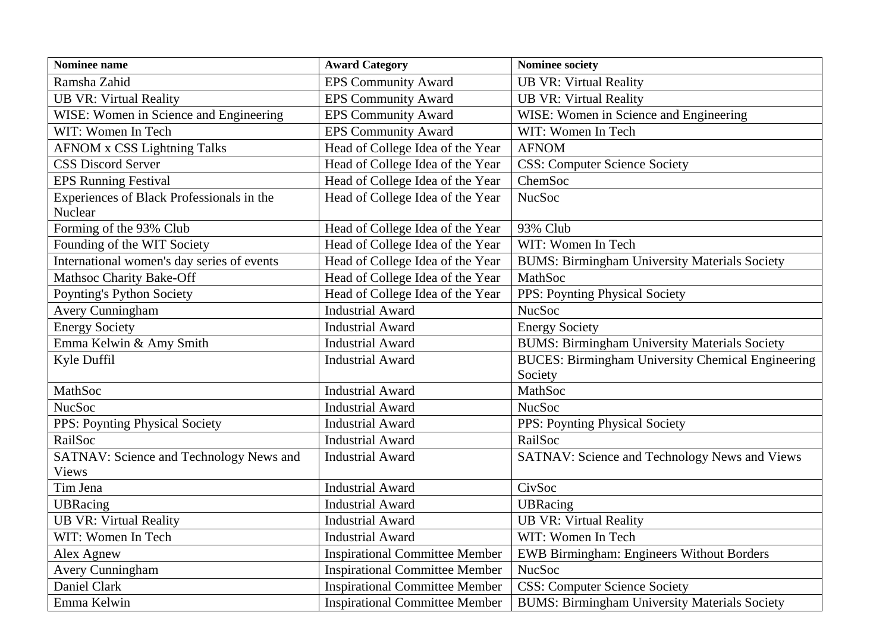| Nominee name | Award Category | Nominee society |
| --- | --- | --- |
| Ramsha Zahid | EPS Community Award | UB VR: Virtual Reality |
| UB VR: Virtual Reality | EPS Community Award | UB VR: Virtual Reality |
| WISE: Women in Science and Engineering | EPS Community Award | WISE: Women in Science and Engineering |
| WIT: Women In Tech | EPS Community Award | WIT: Women In Tech |
| AFNOM x CSS Lightning Talks | Head of College Idea of the Year | AFNOM |
| CSS Discord Server | Head of College Idea of the Year | CSS: Computer Science Society |
| EPS Running Festival | Head of College Idea of the Year | ChemSoc |
| Experiences of Black Professionals in the Nuclear | Head of College Idea of the Year | NucSoc |
| Forming of the 93% Club | Head of College Idea of the Year | 93% Club |
| Founding of the WIT Society | Head of College Idea of the Year | WIT: Women In Tech |
| International women's day series of events | Head of College Idea of the Year | BUMS: Birmingham University Materials Society |
| Mathsoc Charity Bake-Off | Head of College Idea of the Year | MathSoc |
| Poynting's Python Society | Head of College Idea of the Year | PPS: Poynting Physical Society |
| Avery Cunningham | Industrial Award | NucSoc |
| Energy Society | Industrial Award | Energy Society |
| Emma Kelwin & Amy Smith | Industrial Award | BUMS: Birmingham University Materials Society |
| Kyle Duffil | Industrial Award | BUCES: Birmingham University Chemical Engineering Society |
| MathSoc | Industrial Award | MathSoc |
| NucSoc | Industrial Award | NucSoc |
| PPS: Poynting Physical Society | Industrial Award | PPS: Poynting Physical Society |
| RailSoc | Industrial Award | RailSoc |
| SATNAV: Science and Technology News and Views | Industrial Award | SATNAV: Science and Technology News and Views |
| Tim Jena | Industrial Award | CivSoc |
| UBRacing | Industrial Award | UBRacing |
| UB VR: Virtual Reality | Industrial Award | UB VR: Virtual Reality |
| WIT: Women In Tech | Industrial Award | WIT: Women In Tech |
| Alex Agnew | Inspirational Committee Member | EWB Birmingham: Engineers Without Borders |
| Avery Cunningham | Inspirational Committee Member | NucSoc |
| Daniel Clark | Inspirational Committee Member | CSS: Computer Science Society |
| Emma Kelwin | Inspirational Committee Member | BUMS: Birmingham University Materials Society |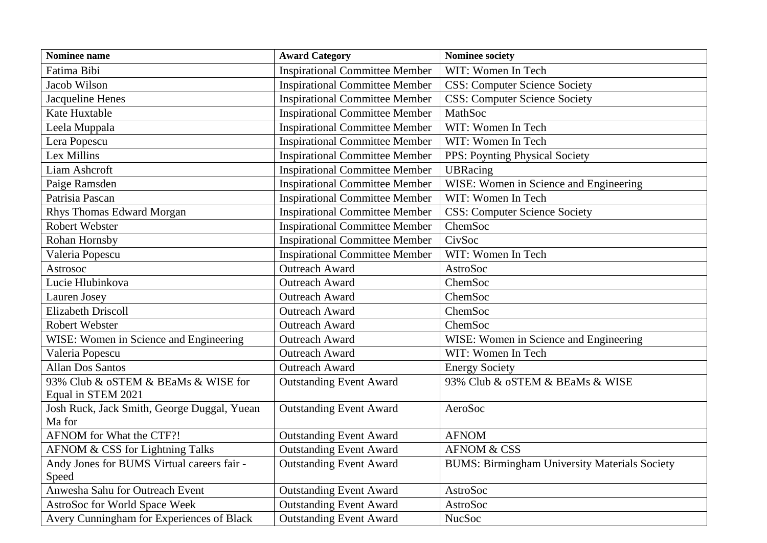| Nominee name | Award Category | Nominee society |
|---|---|---|
| Fatima Bibi | Inspirational Committee Member | WIT: Women In Tech |
| Jacob Wilson | Inspirational Committee Member | CSS: Computer Science Society |
| Jacqueline Henes | Inspirational Committee Member | CSS: Computer Science Society |
| Kate Huxtable | Inspirational Committee Member | MathSoc |
| Leela Muppala | Inspirational Committee Member | WIT: Women In Tech |
| Lera Popescu | Inspirational Committee Member | WIT: Women In Tech |
| Lex Millins | Inspirational Committee Member | PPS: Poynting Physical Society |
| Liam Ashcroft | Inspirational Committee Member | UBRacing |
| Paige Ramsden | Inspirational Committee Member | WISE: Women in Science and Engineering |
| Patrisia Pascan | Inspirational Committee Member | WIT: Women In Tech |
| Rhys Thomas Edward Morgan | Inspirational Committee Member | CSS: Computer Science Society |
| Robert Webster | Inspirational Committee Member | ChemSoc |
| Rohan Hornsby | Inspirational Committee Member | CivSoc |
| Valeria Popescu | Inspirational Committee Member | WIT: Women In Tech |
| Astrosoc | Outreach Award | AstroSoc |
| Lucie Hlubinkova | Outreach Award | ChemSoc |
| Lauren Josey | Outreach Award | ChemSoc |
| Elizabeth Driscoll | Outreach Award | ChemSoc |
| Robert Webster | Outreach Award | ChemSoc |
| WISE: Women in Science and Engineering | Outreach Award | WISE: Women in Science and Engineering |
| Valeria Popescu | Outreach Award | WIT: Women In Tech |
| Allan Dos Santos | Outreach Award | Energy Society |
| 93% Club & oSTEM & BEaMs & WISE for Equal in STEM 2021 | Outstanding Event Award | 93% Club & oSTEM & BEaMs & WISE |
| Josh Ruck, Jack Smith, George Duggal, Yuean Ma for | Outstanding Event Award | AeroSoc |
| AFNOM for What the CTF?! | Outstanding Event Award | AFNOM |
| AFNOM & CSS for Lightning Talks | Outstanding Event Award | AFNOM & CSS |
| Andy Jones for BUMS Virtual careers fair - Speed | Outstanding Event Award | BUMS: Birmingham University Materials Society |
| Anwesha Sahu for Outreach Event | Outstanding Event Award | AstroSoc |
| AstroSoc for World Space Week | Outstanding Event Award | AstroSoc |
| Avery Cunningham for Experiences of Black | Outstanding Event Award | NucSoc |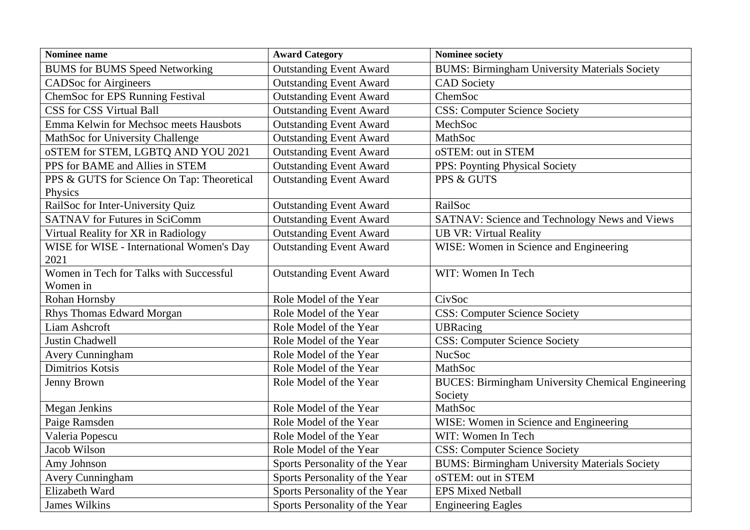| Nominee name | Award Category | Nominee society |
| --- | --- | --- |
| BUMS for BUMS Speed Networking | Outstanding Event Award | BUMS: Birmingham University Materials Society |
| CADSoc for Airgineers | Outstanding Event Award | CAD Society |
| ChemSoc for EPS Running Festival | Outstanding Event Award | ChemSoc |
| CSS for CSS Virtual Ball | Outstanding Event Award | CSS: Computer Science Society |
| Emma Kelwin for Mechsoc meets Hausbots | Outstanding Event Award | MechSoc |
| MathSoc for University Challenge | Outstanding Event Award | MathSoc |
| oSTEM for STEM, LGBTQ AND YOU 2021 | Outstanding Event Award | oSTEM: out in STEM |
| PPS for BAME and Allies in STEM | Outstanding Event Award | PPS: Poynting Physical Society |
| PPS & GUTS for Science On Tap: Theoretical Physics | Outstanding Event Award | PPS & GUTS |
| RailSoc for Inter-University Quiz | Outstanding Event Award | RailSoc |
| SATNAV for Futures in SciComm | Outstanding Event Award | SATNAV: Science and Technology News and Views |
| Virtual Reality for XR in Radiology | Outstanding Event Award | UB VR: Virtual Reality |
| WISE for WISE - International Women's Day 2021 | Outstanding Event Award | WISE: Women in Science and Engineering |
| Women in Tech for Talks with Successful Women in | Outstanding Event Award | WIT: Women In Tech |
| Rohan Hornsby | Role Model of the Year | CivSoc |
| Rhys Thomas Edward Morgan | Role Model of the Year | CSS: Computer Science Society |
| Liam Ashcroft | Role Model of the Year | UBRacing |
| Justin Chadwell | Role Model of the Year | CSS: Computer Science Society |
| Avery Cunningham | Role Model of the Year | NucSoc |
| Dimitrios Kotsis | Role Model of the Year | MathSoc |
| Jenny Brown | Role Model of the Year | BUCES: Birmingham University Chemical Engineering Society |
| Megan Jenkins | Role Model of the Year | MathSoc |
| Paige Ramsden | Role Model of the Year | WISE: Women in Science and Engineering |
| Valeria Popescu | Role Model of the Year | WIT: Women In Tech |
| Jacob Wilson | Role Model of the Year | CSS: Computer Science Society |
| Amy Johnson | Sports Personality of the Year | BUMS: Birmingham University Materials Society |
| Avery Cunningham | Sports Personality of the Year | oSTEM: out in STEM |
| Elizabeth Ward | Sports Personality of the Year | EPS Mixed Netball |
| James Wilkins | Sports Personality of the Year | Engineering Eagles |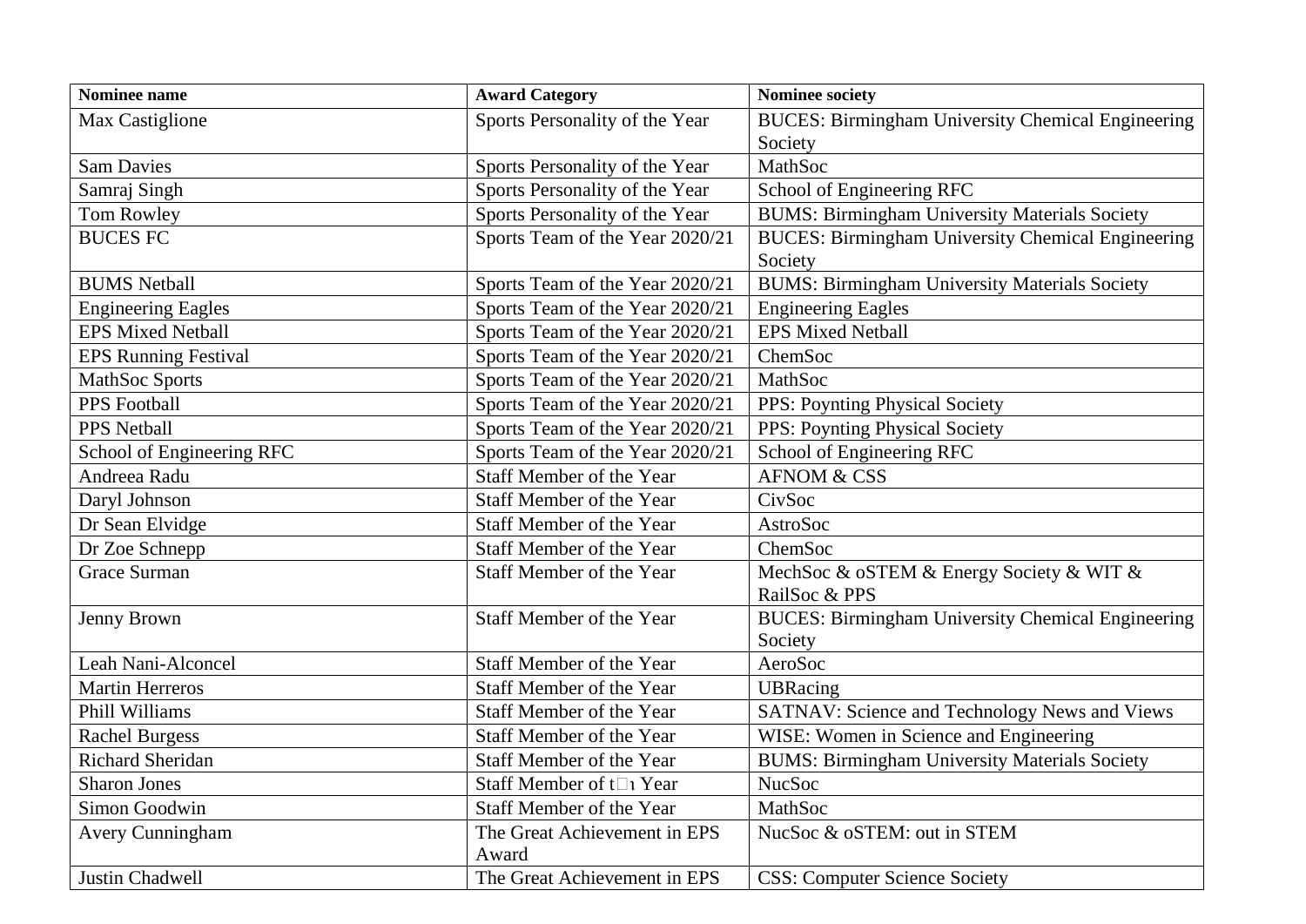| Nominee name | Award Category | Nominee society |
| --- | --- | --- |
| Max Castiglione | Sports Personality of the Year | BUCES: Birmingham University Chemical Engineering Society |
| Sam Davies | Sports Personality of the Year | MathSoc |
| Samraj Singh | Sports Personality of the Year | School of Engineering RFC |
| Tom Rowley | Sports Personality of the Year | BUMS: Birmingham University Materials Society |
| BUCES FC | Sports Team of the Year 2020/21 | BUCES: Birmingham University Chemical Engineering Society |
| BUMS Netball | Sports Team of the Year 2020/21 | BUMS: Birmingham University Materials Society |
| Engineering Eagles | Sports Team of the Year 2020/21 | Engineering Eagles |
| EPS Mixed Netball | Sports Team of the Year 2020/21 | EPS Mixed Netball |
| EPS Running Festival | Sports Team of the Year 2020/21 | ChemSoc |
| MathSoc Sports | Sports Team of the Year 2020/21 | MathSoc |
| PPS Football | Sports Team of the Year 2020/21 | PPS: Poynting Physical Society |
| PPS Netball | Sports Team of the Year 2020/21 | PPS: Poynting Physical Society |
| School of Engineering RFC | Sports Team of the Year 2020/21 | School of Engineering RFC |
| Andreea Radu | Staff Member of the Year | AFNOM & CSS |
| Daryl Johnson | Staff Member of the Year | CivSoc |
| Dr Sean Elvidge | Staff Member of the Year | AstroSoc |
| Dr Zoe Schnepp | Staff Member of the Year | ChemSoc |
| Grace Surman | Staff Member of the Year | MechSoc & oSTEM & Energy Society & WIT & RailSoc & PPS |
| Jenny Brown | Staff Member of the Year | BUCES: Birmingham University Chemical Engineering Society |
| Leah Nani-Alconcel | Staff Member of the Year | AeroSoc |
| Martin Herreros | Staff Member of the Year | UBRacing |
| Phill Williams | Staff Member of the Year | SATNAV: Science and Technology News and Views |
| Rachel Burgess | Staff Member of the Year | WISE: Women in Science and Engineering |
| Richard Sheridan | Staff Member of the Year | BUMS: Birmingham University Materials Society |
| Sharon Jones | Staff Member of the Year | NucSoc |
| Simon Goodwin | Staff Member of the Year | MathSoc |
| Avery Cunningham | The Great Achievement in EPS Award | NucSoc & oSTEM: out in STEM |
| Justin Chadwell | The Great Achievement in EPS | CSS: Computer Science Society |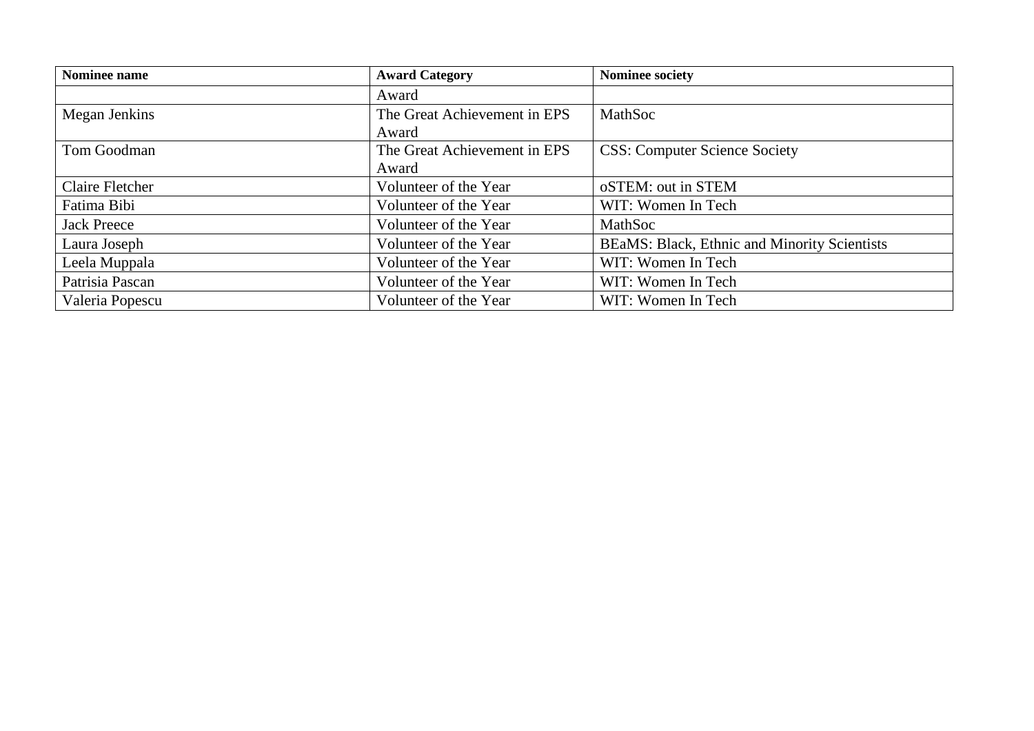| Nominee name | Award Category | Nominee society |
|---|---|---|
| | Award | |
| Megan Jenkins | The Great Achievement in EPS Award | MathSoc |
| Tom Goodman | The Great Achievement in EPS Award | CSS: Computer Science Society |
| Claire Fletcher | Volunteer of the Year | oSTEM: out in STEM |
| Fatima Bibi | Volunteer of the Year | WIT: Women In Tech |
| Jack Preece | Volunteer of the Year | MathSoc |
| Laura Joseph | Volunteer of the Year | BEaMS: Black, Ethnic and Minority Scientists |
| Leela Muppala | Volunteer of the Year | WIT: Women In Tech |
| Patrisia Pascan | Volunteer of the Year | WIT: Women In Tech |
| Valeria Popescu | Volunteer of the Year | WIT: Women In Tech |